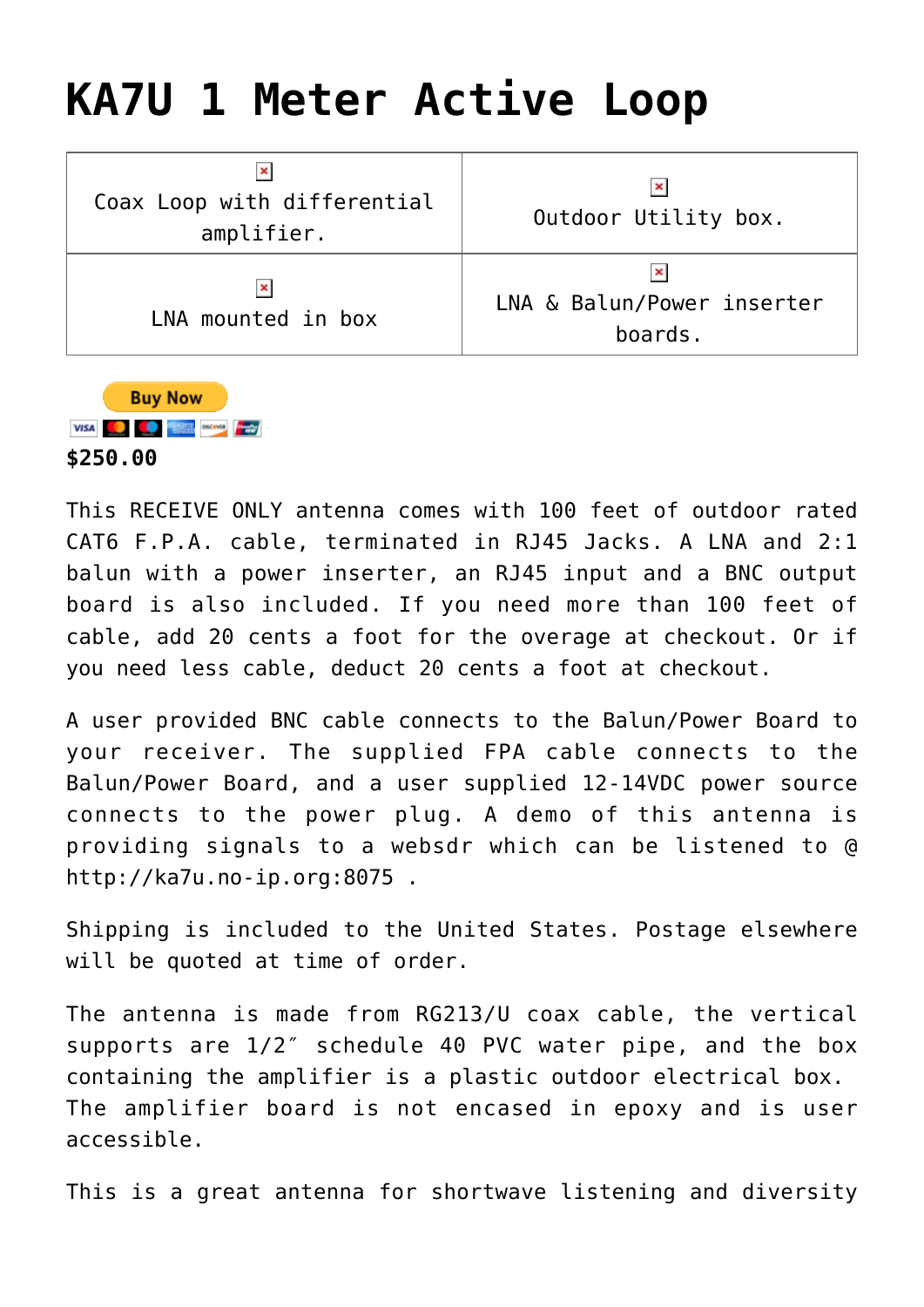# KA7U 1 Meter Active Loop

| Coax Loop with differential amplifier. | Outdoor Utility box. |
|---|---|
| LNA mounted in box | LNA & Balun/Power inserter boards. |

**$250.00**

This RECEIVE ONLY antenna comes with 100 feet of outdoor rated CAT6 F.P.A. cable, terminated in RJ45 Jacks. A LNA and 2:1 balun with a power inserter, an RJ45 input and a BNC output board is also included. If you need more than 100 feet of cable, add 20 cents a foot for the overage at checkout. Or if you need less cable, deduct 20 cents a foot at checkout.

A user provided BNC cable connects to the Balun/Power Board to your receiver. The supplied FPA cable connects to the Balun/Power Board, and a user supplied 12-14VDC power source connects to the power plug. A demo of this antenna is providing signals to a websdr which can be listened to @ http://ka7u.no-ip.org:8075 .

Shipping is included to the United States. Postage elsewhere will be quoted at time of order.

The antenna is made from RG213/U coax cable, the vertical supports are 1/2″ schedule 40 PVC water pipe, and the box containing the amplifier is a plastic outdoor electrical box. The amplifier board is not encased in epoxy and is user accessible.

This is a great antenna for shortwave listening and diversity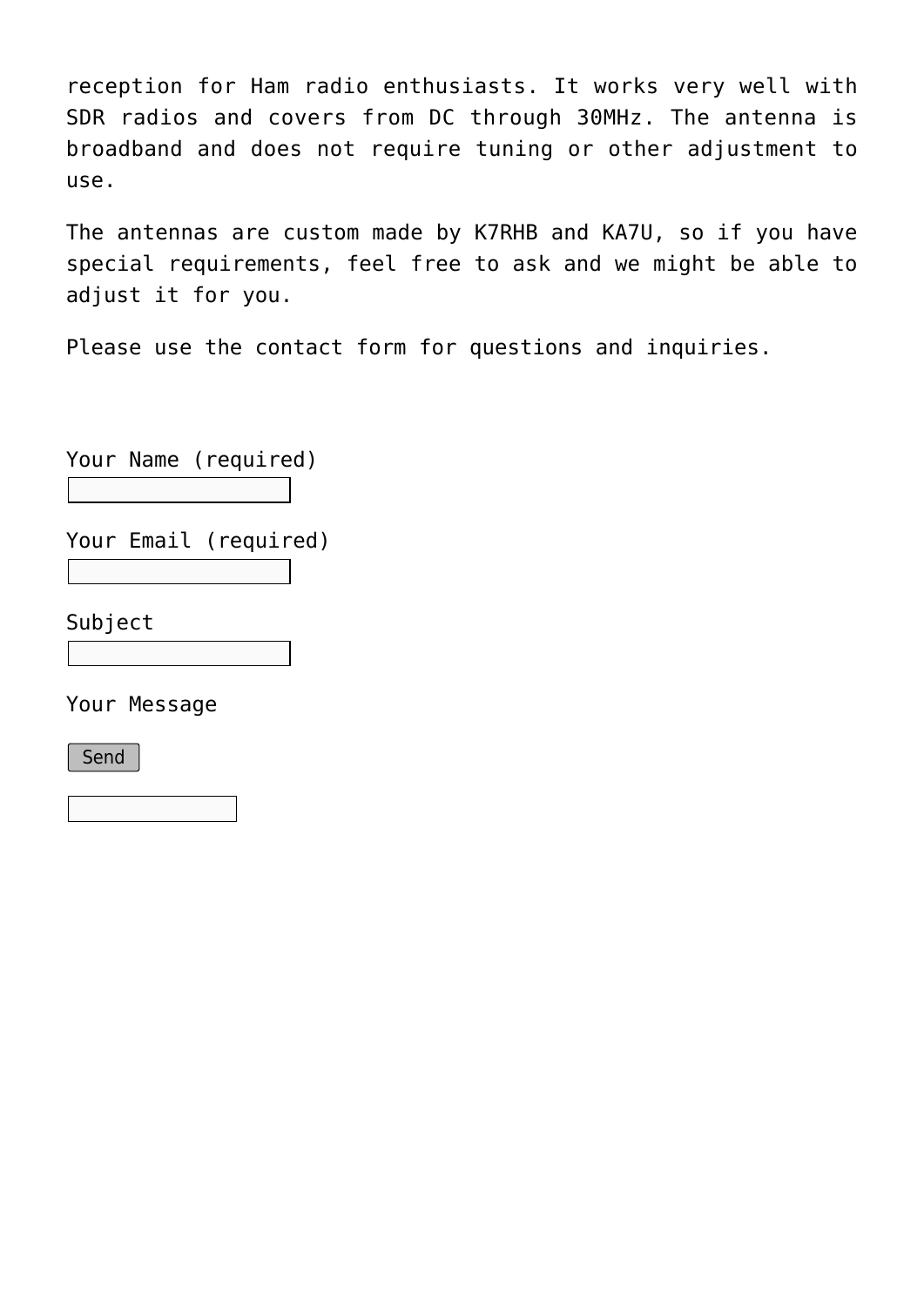reception for Ham radio enthusiasts. It works very well with SDR radios and covers from DC through 30MHz. The antenna is broadband and does not require tuning or other adjustment to use.

The antennas are custom made by K7RHB and KA7U, so if you have special requirements, feel free to ask and we might be able to adjust it for you.

Please use the contact form for questions and inquiries.

Your Name (required)

Your Email (required)

Subject

Your Message

Send